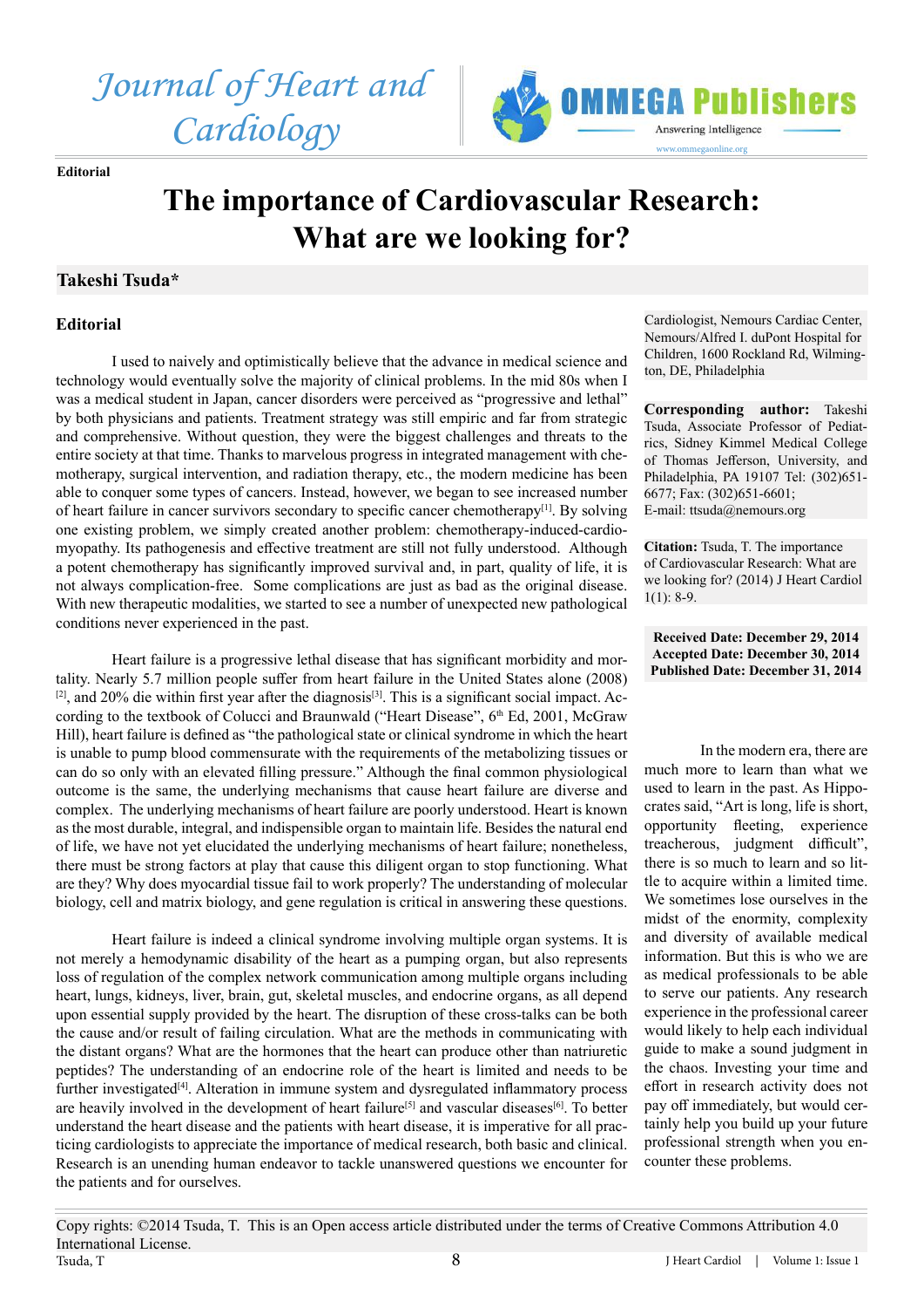Editorial

# The importance of Cardiovascular Research: What are we looking for?

## Takeshi Tsuda*

Cardiologist, Nemours Cardiac Center, Nemours/Alfred I. duPont Hospital for Children, 1600 Rockland Rd, Wilmington, DE, Philadelphia

**Corresponding author:** Takeshi Tsuda, Associate Professor of Pediatrics, Sidney Kimmel Medical College of Thomas Jefferson, University, and Philadelphia, PA 19107 Tel: (302)651-6677; Fax: (302)651-6601; E-mail: ttsuda@nemours.org

**Citation:** Tsuda, T. The importance of Cardiovascular Research: What are we looking for? (2014) J Heart Cardiol 1(1): 8-9.

**Received Date: December 29, 2014**
**Accepted Date: December 30, 2014**
**Published Date: December 31, 2014**

### Editorial

I used to naively and optimistically believe that the advance in medical science and technology would eventually solve the majority of clinical problems. In the mid 80s when I was a medical student in Japan, cancer disorders were perceived as "progressive and lethal" by both physicians and patients. Treatment strategy was still empiric and far from strategic and comprehensive. Without question, they were the biggest challenges and threats to the entire society at that time. Thanks to marvelous progress in integrated management with chemotherapy, surgical intervention, and radiation therapy, etc., the modern medicine has been able to conquer some types of cancers. Instead, however, we began to see increased number of heart failure in cancer survivors secondary to specific cancer chemotherapy[1]. By solving one existing problem, we simply created another problem: chemotherapy-induced-cardiomyopathy. Its pathogenesis and effective treatment are still not fully understood. Although a potent chemotherapy has significantly improved survival and, in part, quality of life, it is not always complication-free. Some complications are just as bad as the original disease. With new therapeutic modalities, we started to see a number of unexpected new pathological conditions never experienced in the past.

Heart failure is a progressive lethal disease that has significant morbidity and mortality. Nearly 5.7 million people suffer from heart failure in the United States alone (2008) [2], and 20% die within first year after the diagnosis[3]. This is a significant social impact. According to the textbook of Colucci and Braunwald ("Heart Disease", 6th Ed, 2001, McGraw Hill), heart failure is defined as "the pathological state or clinical syndrome in which the heart is unable to pump blood commensurate with the requirements of the metabolizing tissues or can do so only with an elevated filling pressure." Although the final common physiological outcome is the same, the underlying mechanisms that cause heart failure are diverse and complex. The underlying mechanisms of heart failure are poorly understood. Heart is known as the most durable, integral, and indispensible organ to maintain life. Besides the natural end of life, we have not yet elucidated the underlying mechanisms of heart failure; nonetheless, there must be strong factors at play that cause this diligent organ to stop functioning. What are they? Why does myocardial tissue fail to work properly? The understanding of molecular biology, cell and matrix biology, and gene regulation is critical in answering these questions.

Heart failure is indeed a clinical syndrome involving multiple organ systems. It is not merely a hemodynamic disability of the heart as a pumping organ, but also represents loss of regulation of the complex network communication among multiple organs including heart, lungs, kidneys, liver, brain, gut, skeletal muscles, and endocrine organs, as all depend upon essential supply provided by the heart. The disruption of these cross-talks can be both the cause and/or result of failing circulation. What are the methods in communicating with the distant organs? What are the hormones that the heart can produce other than natriuretic peptides? The understanding of an endocrine role of the heart is limited and needs to be further investigated[4]. Alteration in immune system and dysregulated inflammatory process are heavily involved in the development of heart failure[5] and vascular diseases[6]. To better understand the heart disease and the patients with heart disease, it is imperative for all practicing cardiologists to appreciate the importance of medical research, both basic and clinical. Research is an unending human endeavor to tackle unanswered questions we encounter for the patients and for ourselves.

In the modern era, there are much more to learn than what we used to learn in the past. As Hippocrates said, "Art is long, life is short, opportunity fleeting, experience treacherous, judgment difficult", there is so much to learn and so little to acquire within a limited time. We sometimes lose ourselves in the midst of the enormity, complexity and diversity of available medical information. But this is who we are as medical professionals to be able to serve our patients. Any research experience in the professional career would likely to help each individual guide to make a sound judgment in the chaos. Investing your time and effort in research activity does not pay off immediately, but would certainly help you build up your future professional strength when you encounter these problems.

Copy rights: ©2014 Tsuda, T. This is an Open access article distributed under the terms of Creative Commons Attribution 4.0 International License.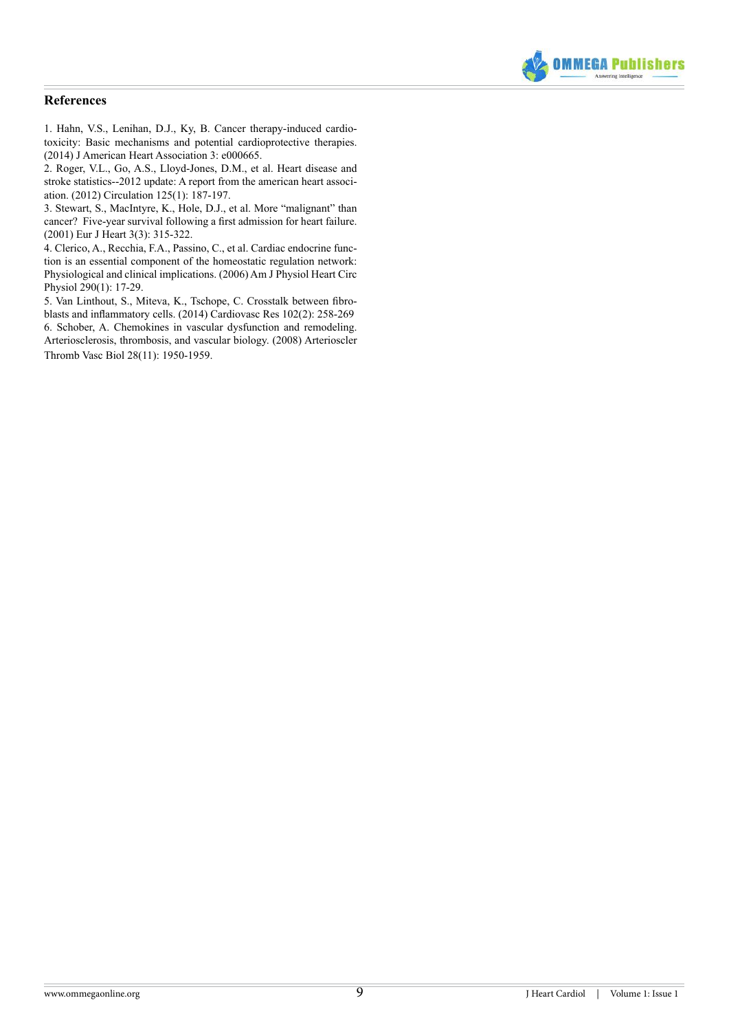## References

1. Hahn, V.S., Lenihan, D.J., Ky, B. Cancer therapy-induced cardiotoxicity: Basic mechanisms and potential cardioprotective therapies. (2014) J American Heart Association 3: e000665.
2. Roger, V.L., Go, A.S., Lloyd-Jones, D.M., et al. Heart disease and stroke statistics--2012 update: A report from the american heart association. (2012) Circulation 125(1): 187-197.
3. Stewart, S., MacIntyre, K., Hole, D.J., et al. More "malignant" than cancer? Five-year survival following a first admission for heart failure. (2001) Eur J Heart 3(3): 315-322.
4. Clerico, A., Recchia, F.A., Passino, C., et al. Cardiac endocrine function is an essential component of the homeostatic regulation network: Physiological and clinical implications. (2006) Am J Physiol Heart Circ Physiol 290(1): 17-29.
5. Van Linthout, S., Miteva, K., Tschope, C. Crosstalk between fibroblasts and inflammatory cells. (2014) Cardiovasc Res 102(2): 258-269
6. Schober, A. Chemokines in vascular dysfunction and remodeling. Arteriosclerosis, thrombosis, and vascular biology. (2008) Arterioscler Thromb Vasc Biol 28(11): 1950-1959.